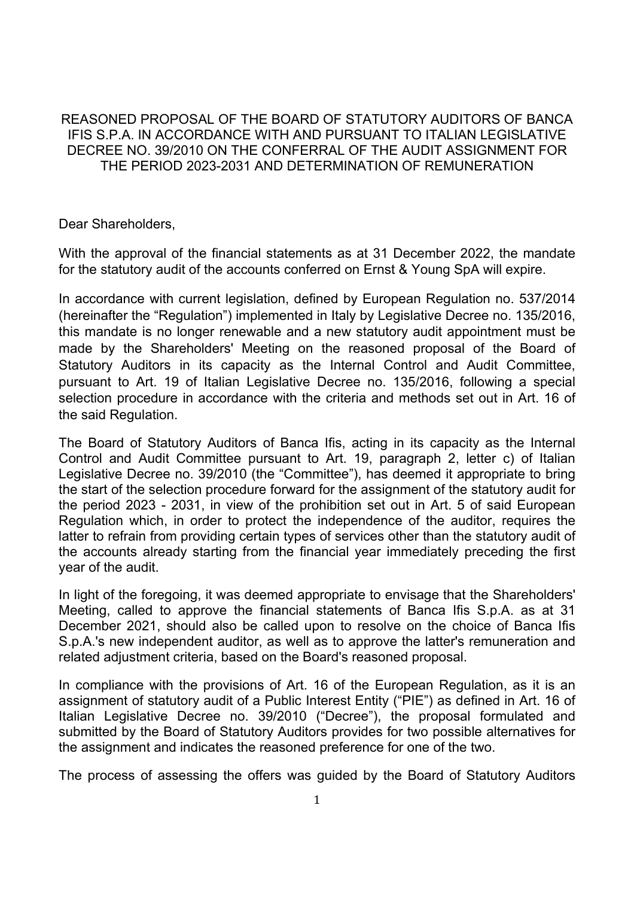# REASONED PROPOSAL OF THE BOARD OF STATUTORY AUDITORS OF BANCA IFIS S.P.A. IN ACCORDANCE WITH AND PURSUANT TO ITALIAN LEGISLATIVE DECREE NO. 39/2010 ON THE CONFERRAL OF THE AUDIT ASSIGNMENT FOR THE PERIOD 2023-2031 AND DETERMINATION OF REMUNERATION

Dear Shareholders,

With the approval of the financial statements as at 31 December 2022, the mandate for the statutory audit of the accounts conferred on Ernst & Young SpA will expire.

In accordance with current legislation, defined by European Regulation no. 537/2014 (hereinafter the "Regulation") implemented in Italy by Legislative Decree no. 135/2016, this mandate is no longer renewable and a new statutory audit appointment must be made by the Shareholders' Meeting on the reasoned proposal of the Board of Statutory Auditors in its capacity as the Internal Control and Audit Committee, pursuant to Art. 19 of Italian Legislative Decree no. 135/2016, following a special selection procedure in accordance with the criteria and methods set out in Art. 16 of the said Regulation.

The Board of Statutory Auditors of Banca Ifis, acting in its capacity as the Internal Control and Audit Committee pursuant to Art. 19, paragraph 2, letter c) of Italian Legislative Decree no. 39/2010 (the "Committee"), has deemed it appropriate to bring the start of the selection procedure forward for the assignment of the statutory audit for the period 2023 - 2031, in view of the prohibition set out in Art. 5 of said European Regulation which, in order to protect the independence of the auditor, requires the latter to refrain from providing certain types of services other than the statutory audit of the accounts already starting from the financial year immediately preceding the first year of the audit.

In light of the foregoing, it was deemed appropriate to envisage that the Shareholders' Meeting, called to approve the financial statements of Banca Ifis S.p.A. as at 31 December 2021, should also be called upon to resolve on the choice of Banca Ifis S.p.A.'s new independent auditor, as well as to approve the latter's remuneration and related adjustment criteria, based on the Board's reasoned proposal.

In compliance with the provisions of Art. 16 of the European Regulation, as it is an assignment of statutory audit of a Public Interest Entity ("PIE") as defined in Art. 16 of Italian Legislative Decree no. 39/2010 ("Decree"), the proposal formulated and submitted by the Board of Statutory Auditors provides for two possible alternatives for the assignment and indicates the reasoned preference for one of the two.

The process of assessing the offers was guided by the Board of Statutory Auditors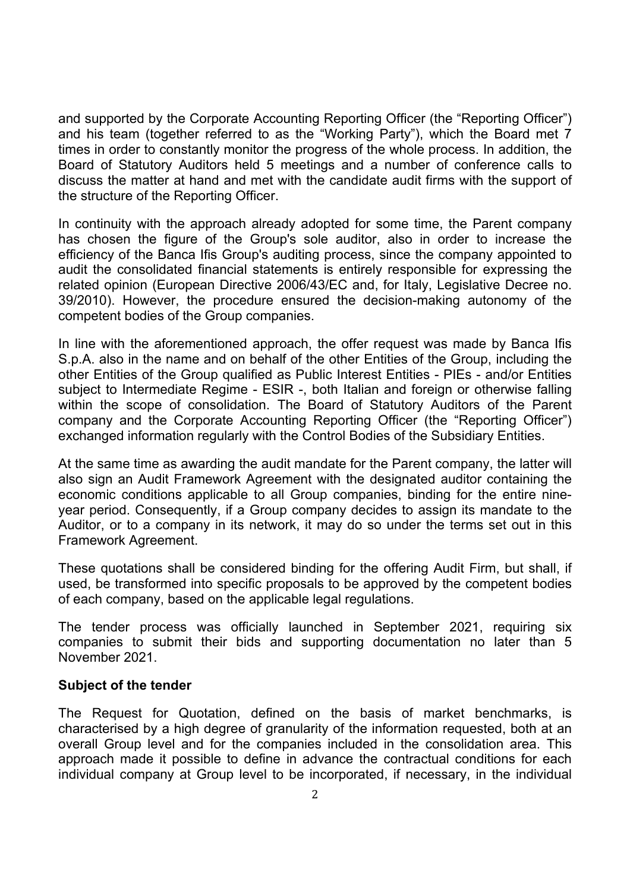and supported by the Corporate Accounting Reporting Officer (the "Reporting Officer") and his team (together referred to as the "Working Party"), which the Board met 7 times in order to constantly monitor the progress of the whole process. In addition, the Board of Statutory Auditors held 5 meetings and a number of conference calls to discuss the matter at hand and met with the candidate audit firms with the support of the structure of the Reporting Officer.

In continuity with the approach already adopted for some time, the Parent company has chosen the figure of the Group's sole auditor, also in order to increase the efficiency of the Banca Ifis Group's auditing process, since the company appointed to audit the consolidated financial statements is entirely responsible for expressing the related opinion (European Directive 2006/43/EC and, for Italy, Legislative Decree no. 39/2010). However, the procedure ensured the decision-making autonomy of the competent bodies of the Group companies.

In line with the aforementioned approach, the offer request was made by Banca Ifis S.p.A. also in the name and on behalf of the other Entities of the Group, including the other Entities of the Group qualified as Public Interest Entities - PIEs - and/or Entities subject to Intermediate Regime - ESIR -, both Italian and foreign or otherwise falling within the scope of consolidation. The Board of Statutory Auditors of the Parent company and the Corporate Accounting Reporting Officer (the "Reporting Officer") exchanged information regularly with the Control Bodies of the Subsidiary Entities.

At the same time as awarding the audit mandate for the Parent company, the latter will also sign an Audit Framework Agreement with the designated auditor containing the economic conditions applicable to all Group companies, binding for the entire nine-year period. Consequently, if a Group company decides to assign its mandate to the Auditor, or to a company in its network, it may do so under the terms set out in this Framework Agreement.

These quotations shall be considered binding for the offering Audit Firm, but shall, if used, be transformed into specific proposals to be approved by the competent bodies of each company, based on the applicable legal regulations.

The tender process was officially launched in September 2021, requiring six companies to submit their bids and supporting documentation no later than 5 November 2021.

**Subject of the tender**

The Request for Quotation, defined on the basis of market benchmarks, is characterised by a high degree of granularity of the information requested, both at an overall Group level and for the companies included in the consolidation area. This approach made it possible to define in advance the contractual conditions for each individual company at Group level to be incorporated, if necessary, in the individual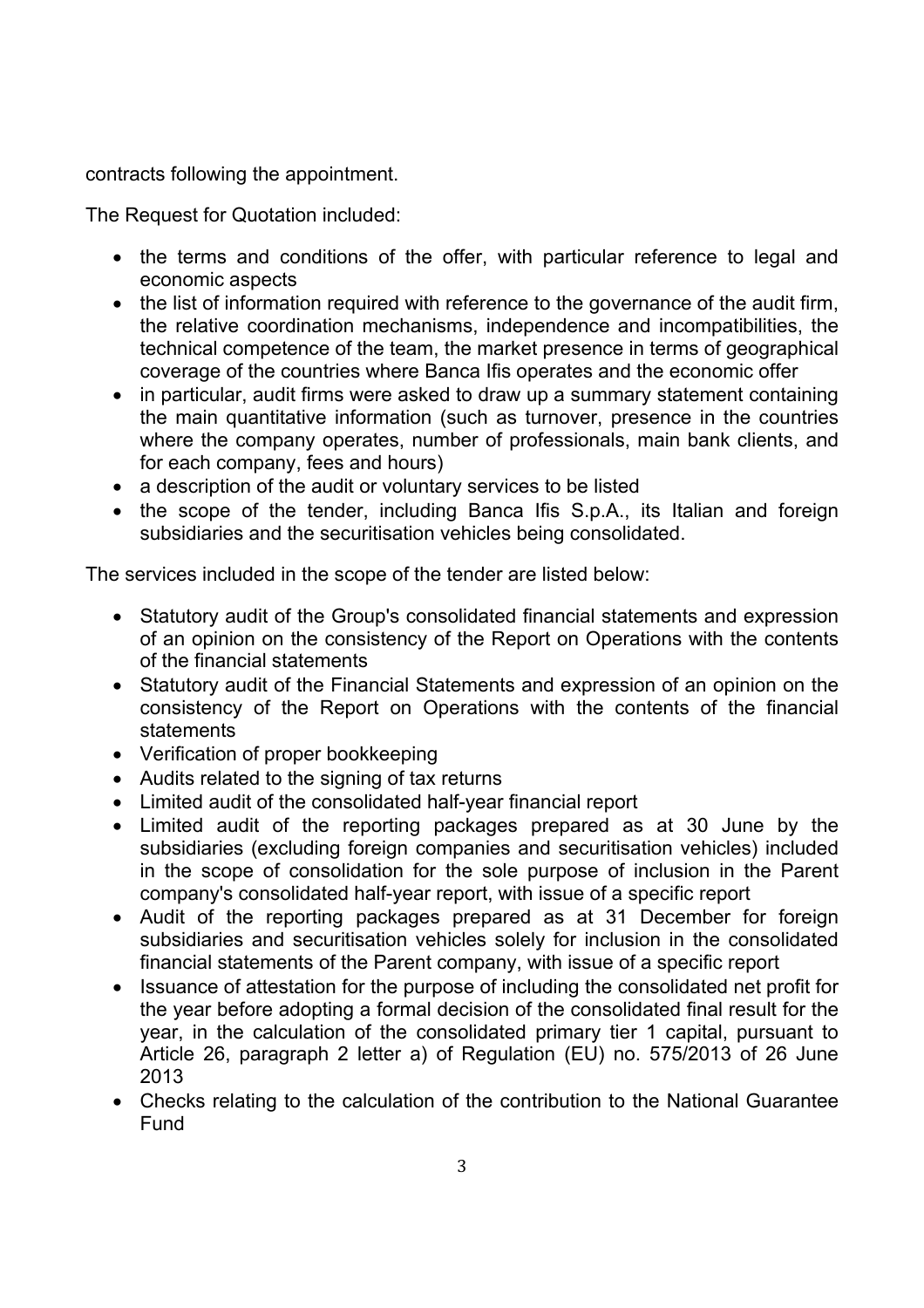contracts following the appointment.

The Request for Quotation included:

- the terms and conditions of the offer, with particular reference to legal and economic aspects
- the list of information required with reference to the governance of the audit firm, the relative coordination mechanisms, independence and incompatibilities, the technical competence of the team, the market presence in terms of geographical coverage of the countries where Banca Ifis operates and the economic offer
- in particular, audit firms were asked to draw up a summary statement containing the main quantitative information (such as turnover, presence in the countries where the company operates, number of professionals, main bank clients, and for each company, fees and hours)
- a description of the audit or voluntary services to be listed
- the scope of the tender, including Banca Ifis S.p.A., its Italian and foreign subsidiaries and the securitisation vehicles being consolidated.

The services included in the scope of the tender are listed below:

- Statutory audit of the Group's consolidated financial statements and expression of an opinion on the consistency of the Report on Operations with the contents of the financial statements
- Statutory audit of the Financial Statements and expression of an opinion on the consistency of the Report on Operations with the contents of the financial statements
- Verification of proper bookkeeping
- Audits related to the signing of tax returns
- Limited audit of the consolidated half-year financial report
- Limited audit of the reporting packages prepared as at 30 June by the subsidiaries (excluding foreign companies and securitisation vehicles) included in the scope of consolidation for the sole purpose of inclusion in the Parent company's consolidated half-year report, with issue of a specific report
- Audit of the reporting packages prepared as at 31 December for foreign subsidiaries and securitisation vehicles solely for inclusion in the consolidated financial statements of the Parent company, with issue of a specific report
- Issuance of attestation for the purpose of including the consolidated net profit for the year before adopting a formal decision of the consolidated final result for the year, in the calculation of the consolidated primary tier 1 capital, pursuant to Article 26, paragraph 2 letter a) of Regulation (EU) no. 575/2013 of 26 June 2013
- Checks relating to the calculation of the contribution to the National Guarantee Fund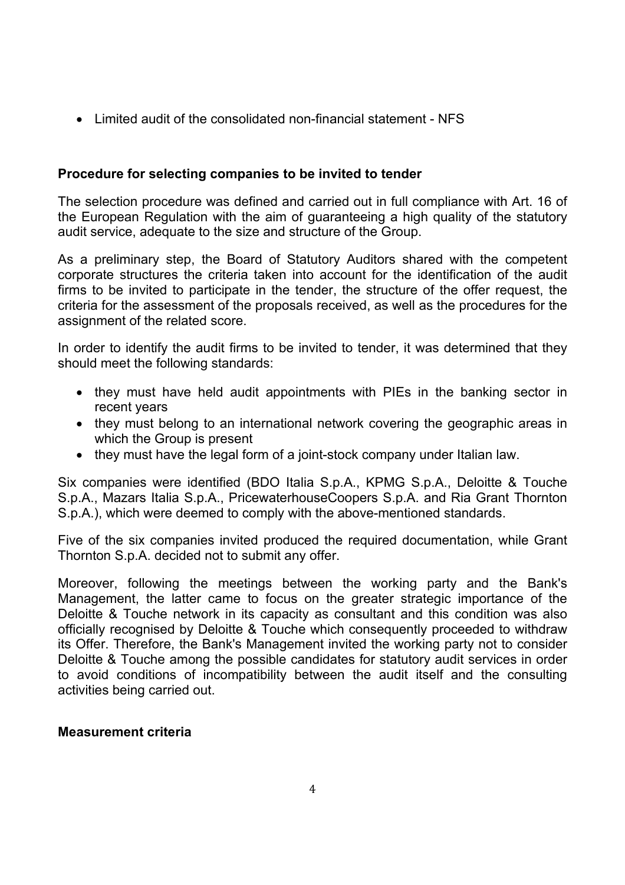- Limited audit of the consolidated non-financial statement - NFS

**Procedure for selecting companies to be invited to tender**

The selection procedure was defined and carried out in full compliance with Art. 16 of the European Regulation with the aim of guaranteeing a high quality of the statutory audit service, adequate to the size and structure of the Group.

As a preliminary step, the Board of Statutory Auditors shared with the competent corporate structures the criteria taken into account for the identification of the audit firms to be invited to participate in the tender, the structure of the offer request, the criteria for the assessment of the proposals received, as well as the procedures for the assignment of the related score.

In order to identify the audit firms to be invited to tender, it was determined that they should meet the following standards:

- they must have held audit appointments with PIEs in the banking sector in recent years
- they must belong to an international network covering the geographic areas in which the Group is present
- they must have the legal form of a joint-stock company under Italian law.

Six companies were identified (BDO Italia S.p.A., KPMG S.p.A., Deloitte & Touche S.p.A., Mazars Italia S.p.A., PricewaterhouseCoopers S.p.A. and Ria Grant Thornton S.p.A.), which were deemed to comply with the above-mentioned standards.

Five of the six companies invited produced the required documentation, while Grant Thornton S.p.A. decided not to submit any offer.

Moreover, following the meetings between the working party and the Bank's Management, the latter came to focus on the greater strategic importance of the Deloitte & Touche network in its capacity as consultant and this condition was also officially recognised by Deloitte & Touche which consequently proceeded to withdraw its Offer. Therefore, the Bank's Management invited the working party not to consider Deloitte & Touche among the possible candidates for statutory audit services in order to avoid conditions of incompatibility between the audit itself and the consulting activities being carried out.

**Measurement criteria**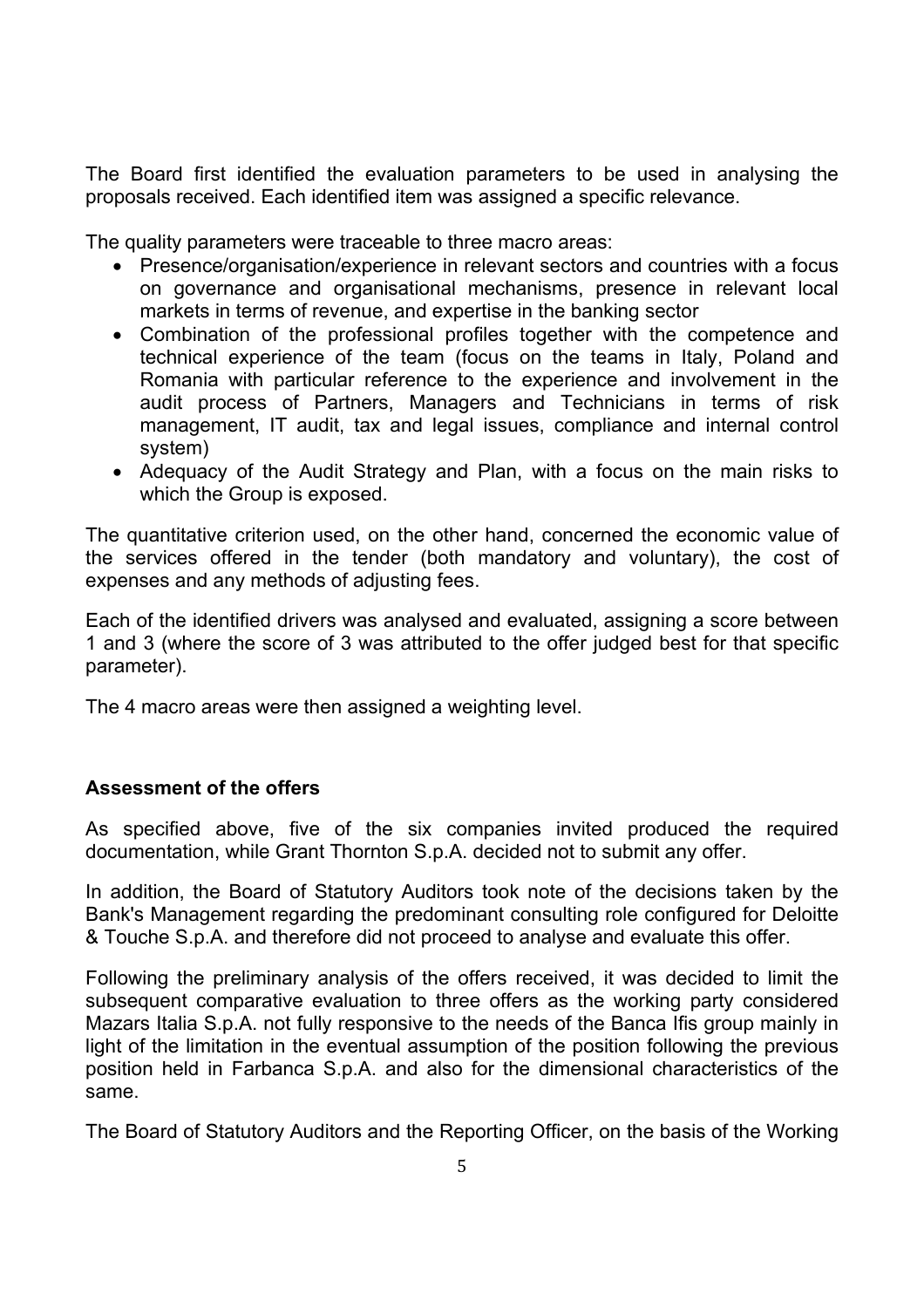The Board first identified the evaluation parameters to be used in analysing the proposals received. Each identified item was assigned a specific relevance.

The quality parameters were traceable to three macro areas:

- Presence/organisation/experience in relevant sectors and countries with a focus on governance and organisational mechanisms, presence in relevant local markets in terms of revenue, and expertise in the banking sector
- Combination of the professional profiles together with the competence and technical experience of the team (focus on the teams in Italy, Poland and Romania with particular reference to the experience and involvement in the audit process of Partners, Managers and Technicians in terms of risk management, IT audit, tax and legal issues, compliance and internal control system)
- Adequacy of the Audit Strategy and Plan, with a focus on the main risks to which the Group is exposed.

The quantitative criterion used, on the other hand, concerned the economic value of the services offered in the tender (both mandatory and voluntary), the cost of expenses and any methods of adjusting fees.

Each of the identified drivers was analysed and evaluated, assigning a score between 1 and 3 (where the score of 3 was attributed to the offer judged best for that specific parameter).

The 4 macro areas were then assigned a weighting level.

**Assessment of the offers**

As specified above, five of the six companies invited produced the required documentation, while Grant Thornton S.p.A. decided not to submit any offer.

In addition, the Board of Statutory Auditors took note of the decisions taken by the Bank's Management regarding the predominant consulting role configured for Deloitte & Touche S.p.A. and therefore did not proceed to analyse and evaluate this offer.

Following the preliminary analysis of the offers received, it was decided to limit the subsequent comparative evaluation to three offers as the working party considered Mazars Italia S.p.A. not fully responsive to the needs of the Banca Ifis group mainly in light of the limitation in the eventual assumption of the position following the previous position held in Farbanca S.p.A. and also for the dimensional characteristics of the same.

The Board of Statutory Auditors and the Reporting Officer, on the basis of the Working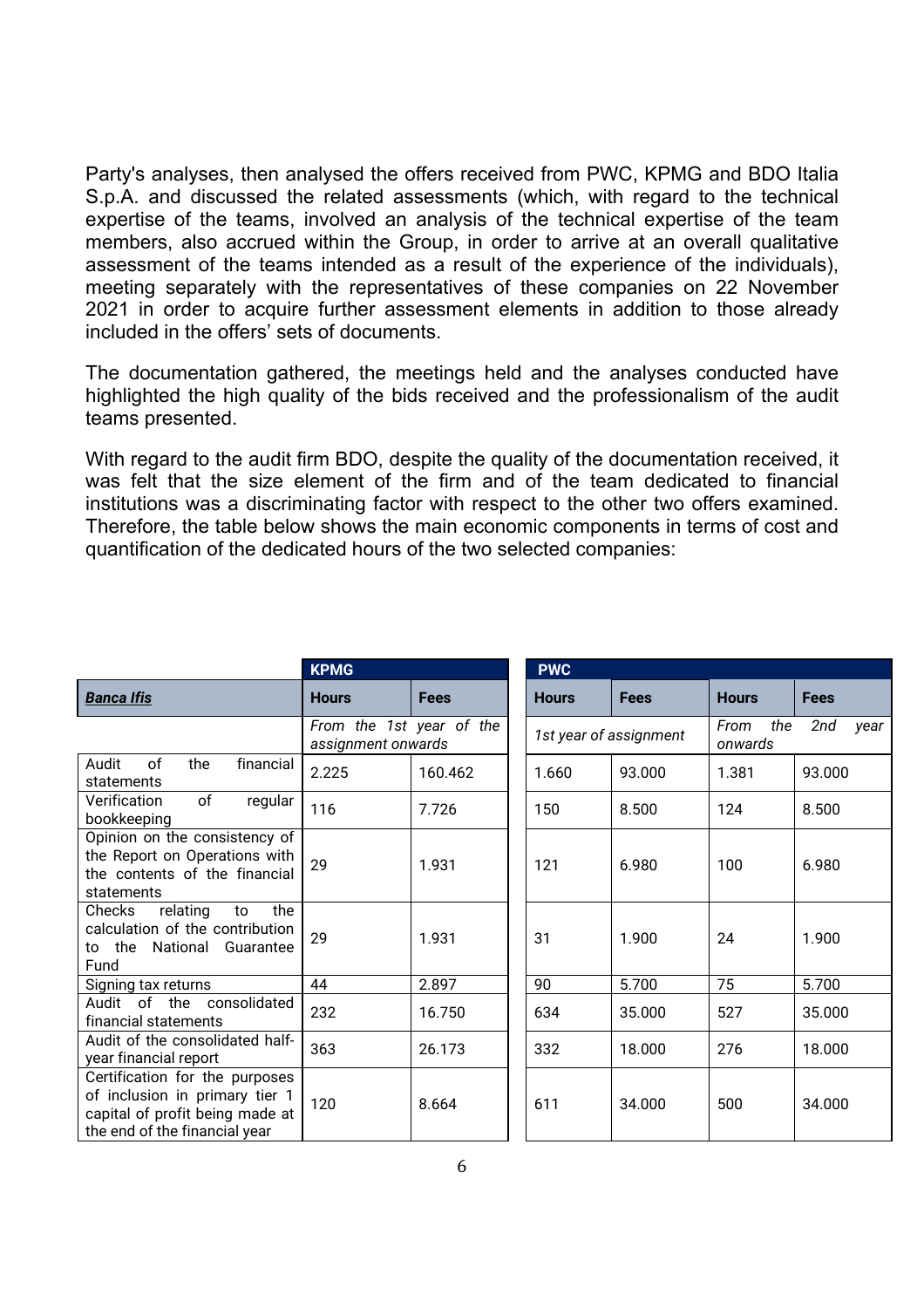Party's analyses, then analysed the offers received from PWC, KPMG and BDO Italia S.p.A. and discussed the related assessments (which, with regard to the technical expertise of the teams, involved an analysis of the technical expertise of the team members, also accrued within the Group, in order to arrive at an overall qualitative assessment of the teams intended as a result of the experience of the individuals), meeting separately with the representatives of these companies on 22 November 2021 in order to acquire further assessment elements in addition to those already included in the offers' sets of documents.

The documentation gathered, the meetings held and the analyses conducted have highlighted the high quality of the bids received and the professionalism of the audit teams presented.

With regard to the audit firm BDO, despite the quality of the documentation received, it was felt that the size element of the firm and of the team dedicated to financial institutions was a discriminating factor with respect to the other two offers examined. Therefore, the table below shows the main economic components in terms of cost and quantification of the dedicated hours of the two selected companies:

| | **KPMG** | | **PWC** | | | |
|---|---|---|---|---|---|---|
| ***Banca Ifis*** | **Hours** | **Fees** | **Hours** | **Fees** | **Hours** | **Fees** |
| | *From the 1st year of the assignment onwards* | | *1st year of assignment* | | *From the 2nd year onwards* | |
| Audit of the financial statements | 2.225 | 160.462 | 1.660 | 93.000 | 1.381 | 93.000 |
| Verification of regular bookkeeping | 116 | 7.726 | 150 | 8.500 | 124 | 8.500 |
| Opinion on the consistency of the Report on Operations with the contents of the financial statements | 29 | 1.931 | 121 | 6.980 | 100 | 6.980 |
| Checks relating to the calculation of the contribution to the National Guarantee Fund | 29 | 1.931 | 31 | 1.900 | 24 | 1.900 |
| Signing tax returns | 44 | 2.897 | 90 | 5.700 | 75 | 5.700 |
| Audit of the consolidated financial statements | 232 | 16.750 | 634 | 35.000 | 527 | 35.000 |
| Audit of the consolidated half-year financial report | 363 | 26.173 | 332 | 18.000 | 276 | 18.000 |
| Certification for the purposes of inclusion in primary tier 1 capital of profit being made at the end of the financial year | 120 | 8.664 | 611 | 34.000 | 500 | 34.000 |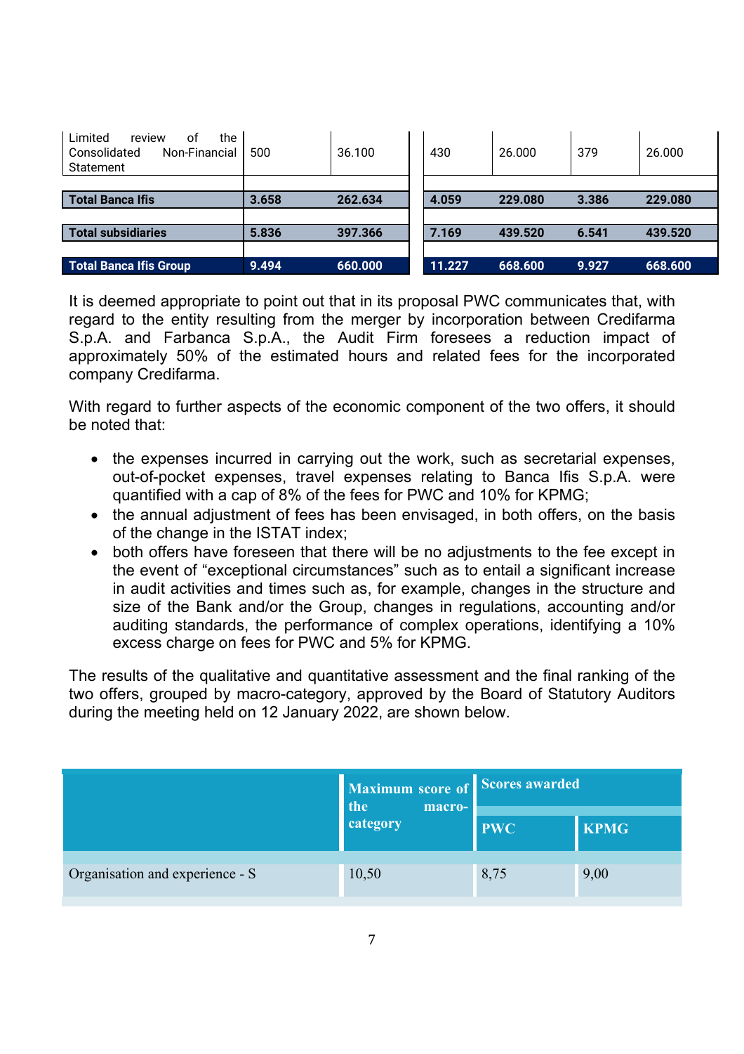| | | | | | | |
|---|---|---|---|---|---|---|
| Limited review of the Consolidated Non-Financial Statement | 500 | 36.100 | 430 | 26.000 | 379 | 26.000 |
| | | | | | | |
| **Total Banca Ifis** | **3.658** | **262.634** | **4.059** | **229.080** | **3.386** | **229.080** |
| | | | | | | |
| **Total subsidiaries** | **5.836** | **397.366** | **7.169** | **439.520** | **6.541** | **439.520** |
| | | | | | | |
| **Total Banca Ifis Group** | **9.494** | **660.000** | **11.227** | **668.600** | **9.927** | **668.600** |

It is deemed appropriate to point out that in its proposal PWC communicates that, with regard to the entity resulting from the merger by incorporation between Credifarma S.p.A. and Farbanca S.p.A., the Audit Firm foresees a reduction impact of approximately 50% of the estimated hours and related fees for the incorporated company Credifarma.

With regard to further aspects of the economic component of the two offers, it should be noted that:

- the expenses incurred in carrying out the work, such as secretarial expenses, out-of-pocket expenses, travel expenses relating to Banca Ifis S.p.A. were quantified with a cap of 8% of the fees for PWC and 10% for KPMG;
- the annual adjustment of fees has been envisaged, in both offers, on the basis of the change in the ISTAT index;
- both offers have foreseen that there will be no adjustments to the fee except in the event of "exceptional circumstances" such as to entail a significant increase in audit activities and times such as, for example, changes in the structure and size of the Bank and/or the Group, changes in regulations, accounting and/or auditing standards, the performance of complex operations, identifying a 10% excess charge on fees for PWC and 5% for KPMG.

The results of the qualitative and quantitative assessment and the final ranking of the two offers, grouped by macro-category, approved by the Board of Statutory Auditors during the meeting held on 12 January 2022, are shown below.

| | Maximum score of the macro-category | Scores awarded | |
|---|---|---|---|
| | | PWC | KPMG |
| Organisation and experience - S | 10,50 | 8,75 | 9,00 |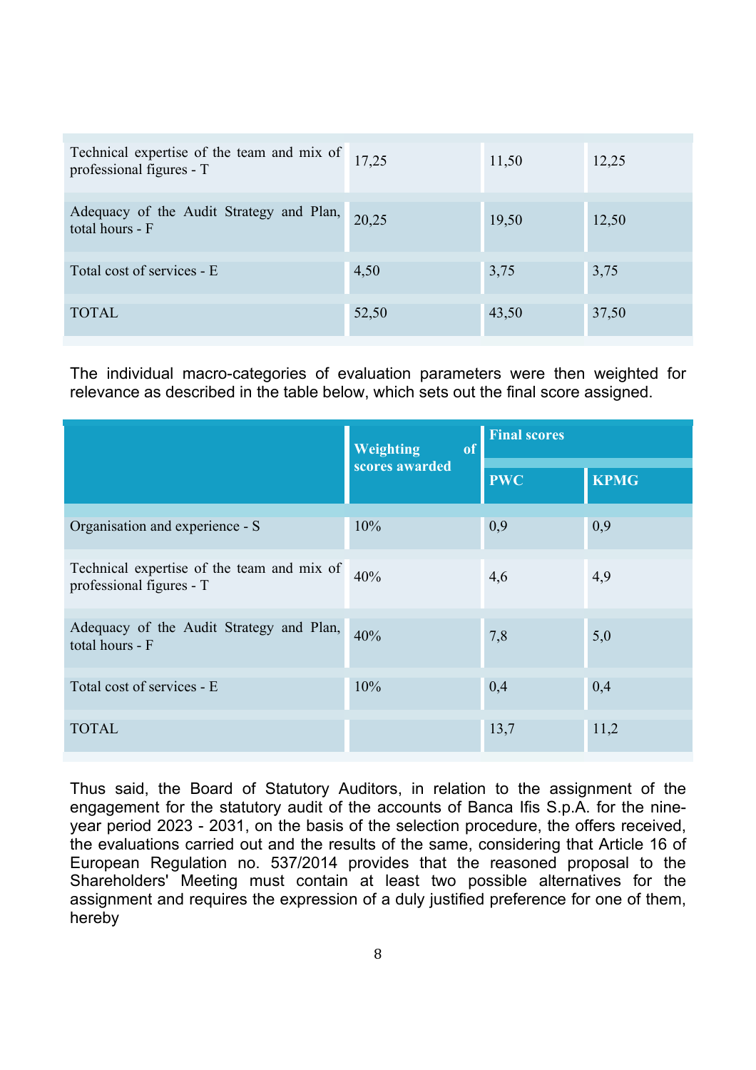| | | | |
|---|---|---|---|
| Technical expertise of the team and mix of professional figures - T | 17,25 | 11,50 | 12,25 |
| Adequacy of the Audit Strategy and Plan, total hours - F | 20,25 | 19,50 | 12,50 |
| Total cost of services - E | 4,50 | 3,75 | 3,75 |
| TOTAL | 52,50 | 43,50 | 37,50 |

The individual macro-categories of evaluation parameters were then weighted for relevance as described in the table below, which sets out the final score assigned.

| | **Weighting of scores awarded** | **Final scores** | |
|---|---|---|---|
| | | **PWC** | **KPMG** |
| Organisation and experience - S | 10% | 0,9 | 0,9 |
| Technical expertise of the team and mix of professional figures - T | 40% | 4,6 | 4,9 |
| Adequacy of the Audit Strategy and Plan, total hours - F | 40% | 7,8 | 5,0 |
| Total cost of services - E | 10% | 0,4 | 0,4 |
| TOTAL | | 13,7 | 11,2 |

Thus said, the Board of Statutory Auditors, in relation to the assignment of the engagement for the statutory audit of the accounts of Banca Ifis S.p.A. for the nine-year period 2023 - 2031, on the basis of the selection procedure, the offers received, the evaluations carried out and the results of the same, considering that Article 16 of European Regulation no. 537/2014 provides that the reasoned proposal to the Shareholders' Meeting must contain at least two possible alternatives for the assignment and requires the expression of a duly justified preference for one of them, hereby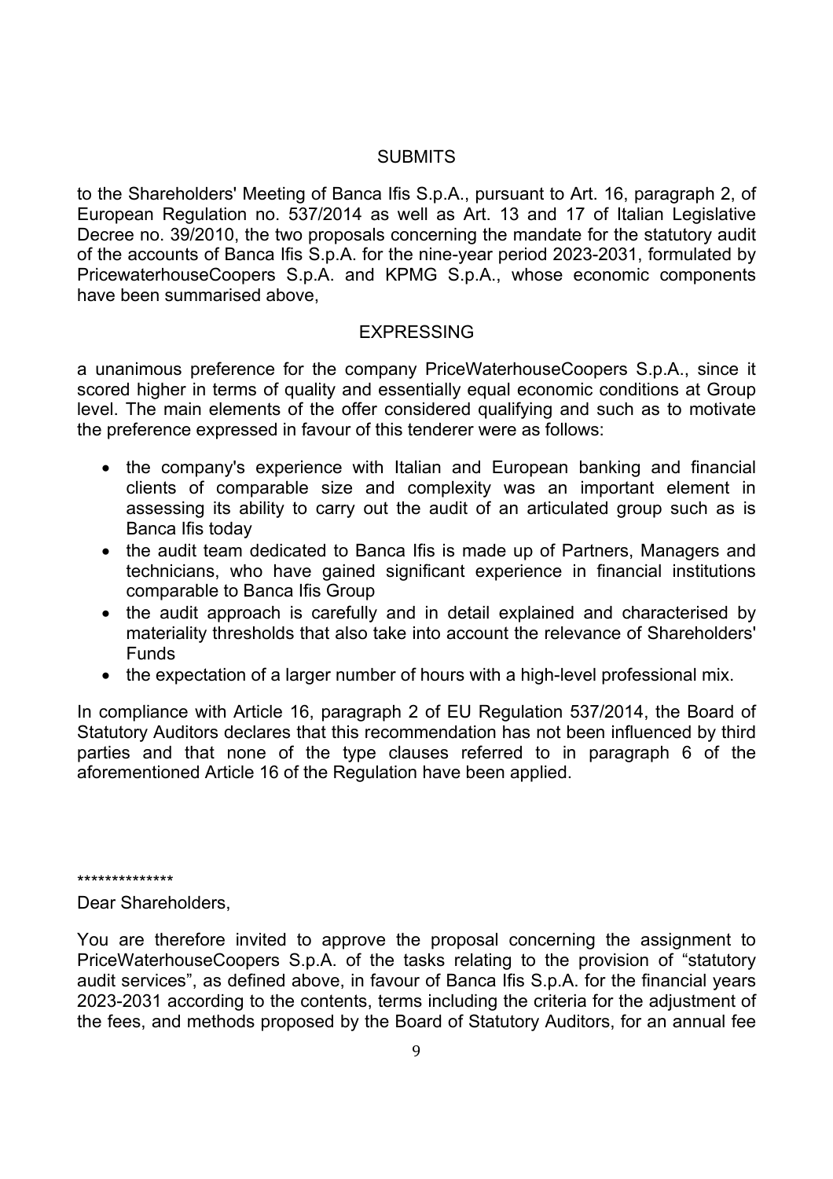SUBMITS

to the Shareholders' Meeting of Banca Ifis S.p.A., pursuant to Art. 16, paragraph 2, of European Regulation no. 537/2014 as well as Art. 13 and 17 of Italian Legislative Decree no. 39/2010, the two proposals concerning the mandate for the statutory audit of the accounts of Banca Ifis S.p.A. for the nine-year period 2023-2031, formulated by PricewaterhouseCoopers S.p.A. and KPMG S.p.A., whose economic components have been summarised above,

EXPRESSING

a unanimous preference for the company PriceWaterhouseCoopers S.p.A., since it scored higher in terms of quality and essentially equal economic conditions at Group level. The main elements of the offer considered qualifying and such as to motivate the preference expressed in favour of this tenderer were as follows:

- the company's experience with Italian and European banking and financial clients of comparable size and complexity was an important element in assessing its ability to carry out the audit of an articulated group such as is Banca Ifis today
- the audit team dedicated to Banca Ifis is made up of Partners, Managers and technicians, who have gained significant experience in financial institutions comparable to Banca Ifis Group
- the audit approach is carefully and in detail explained and characterised by materiality thresholds that also take into account the relevance of Shareholders' Funds
- the expectation of a larger number of hours with a high-level professional mix.

In compliance with Article 16, paragraph 2 of EU Regulation 537/2014, the Board of Statutory Auditors declares that this recommendation has not been influenced by third parties and that none of the type clauses referred to in paragraph 6 of the aforementioned Article 16 of the Regulation have been applied.

**************

Dear Shareholders,

You are therefore invited to approve the proposal concerning the assignment to PriceWaterhouseCoopers S.p.A. of the tasks relating to the provision of "statutory audit services", as defined above, in favour of Banca Ifis S.p.A. for the financial years 2023-2031 according to the contents, terms including the criteria for the adjustment of the fees, and methods proposed by the Board of Statutory Auditors, for an annual fee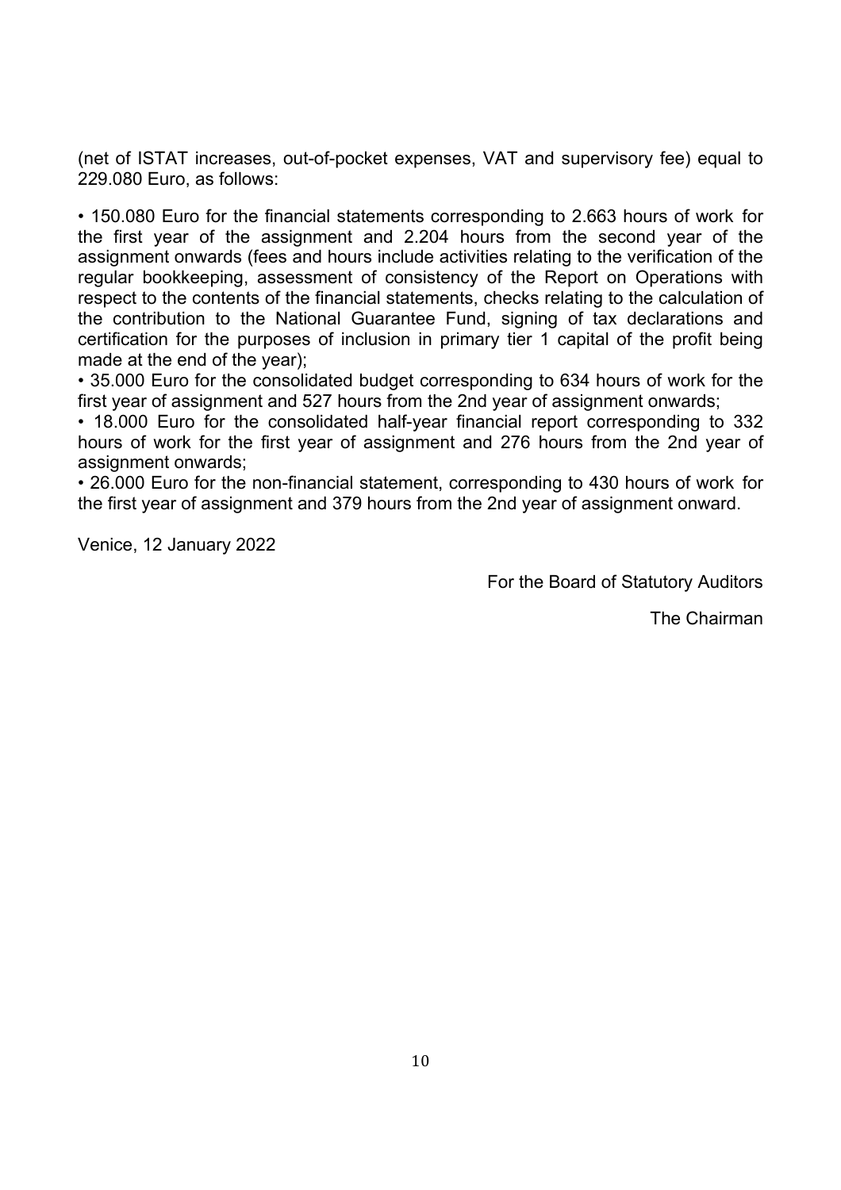(net of ISTAT increases, out-of-pocket expenses, VAT and supervisory fee) equal to 229.080 Euro, as follows:

• 150.080 Euro for the financial statements corresponding to 2.663 hours of work for the first year of the assignment and 2.204 hours from the second year of the assignment onwards (fees and hours include activities relating to the verification of the regular bookkeeping, assessment of consistency of the Report on Operations with respect to the contents of the financial statements, checks relating to the calculation of the contribution to the National Guarantee Fund, signing of tax declarations and certification for the purposes of inclusion in primary tier 1 capital of the profit being made at the end of the year);
• 35.000 Euro for the consolidated budget corresponding to 634 hours of work for the first year of assignment and 527 hours from the 2nd year of assignment onwards;
• 18.000 Euro for the consolidated half-year financial report corresponding to 332 hours of work for the first year of assignment and 276 hours from the 2nd year of assignment onwards;
• 26.000 Euro for the non-financial statement, corresponding to 430 hours of work for the first year of assignment and 379 hours from the 2nd year of assignment onward.

Venice, 12 January 2022

For the Board of Statutory Auditors

The Chairman